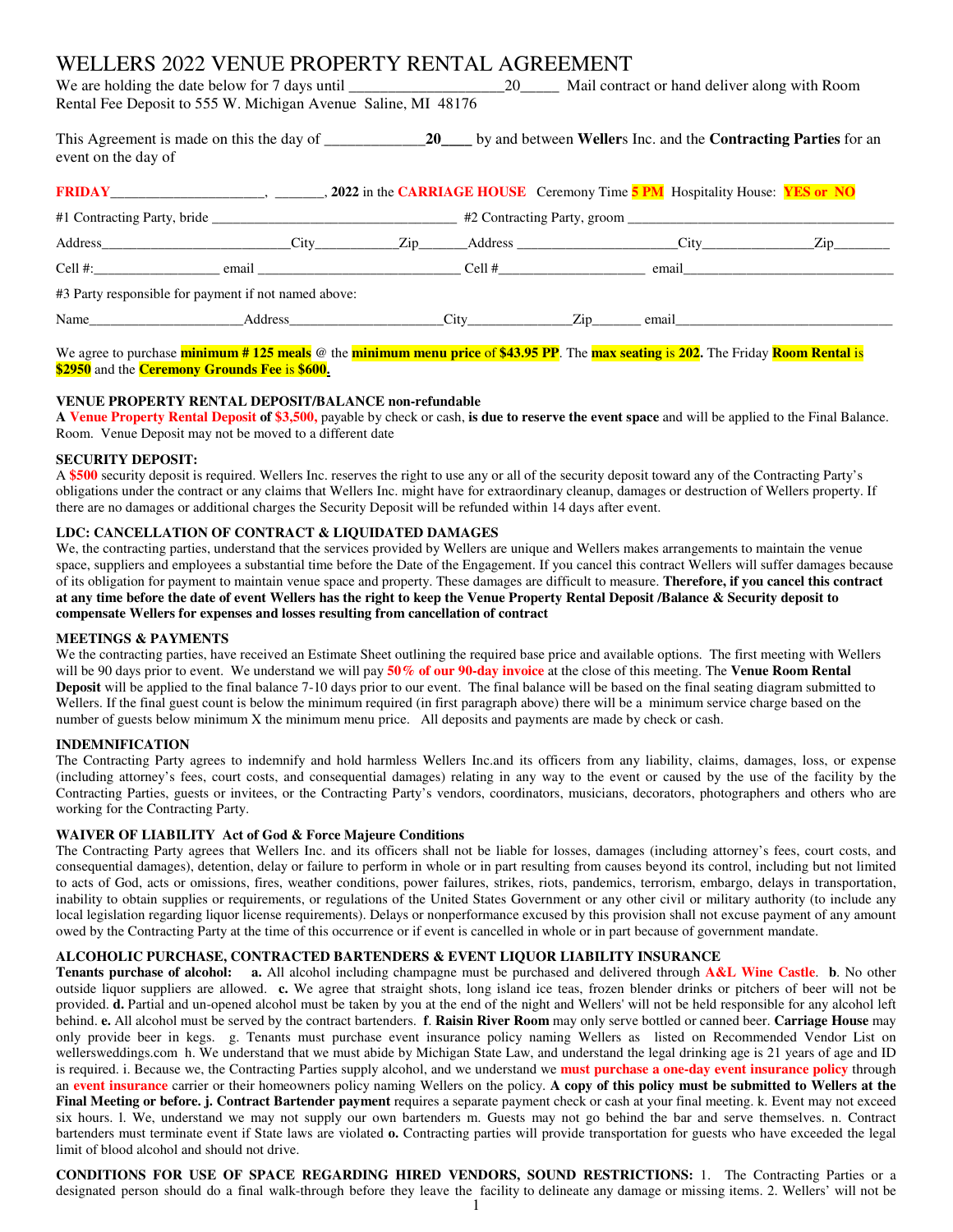# WELLERS 2022 VENUE PROPERTY RENTAL AGREEMENT

We are holding the date below for 7 days until ____________________20_____ Mail contract or hand deliver along with Room Rental Fee Deposit to 555 W. Michigan Avenue Saline, MI 48176

This Agreement is made on this the day of _____________**20____** by and between **Weller**s Inc. and the **Contracting Parties** for an event on the day of

**FRIDAY**______________________, _______, **2022** in the **CARRIAGE HOUSE** Ceremony Time **5 PM** Hospitality House: **YES or NO**

#1 Contracting Party, bride __________________________________ #2 Contracting Party, groom ____________________________________

Address__________________________City___________Zip______Address ______________________City_______________Zip________

Cell #:_________________ email ____________________________ Cell #____________________ email______________________________

#3 Party responsible for payment if not named above:

Name_____________________Address_____________________City______________Zip_______ email______________________________

We agree to purchase **minimum # 125 meals** @ the **minimum menu price** of **$43.95 PP**. The **max seating** is **202.** The Friday **Room Rental** is **$2950** and the **Ceremony Grounds Fee** is **$600.**

**VENUE PROPERTY RENTAL DEPOSIT/BALANCE non-refundable**

A **Venue Property Rental Deposit of $3,500,** payable by check or cash, **is due to reserve the event space** and will be applied to the Final Balance. Room. Venue Deposit may not be moved to a different date

**SECURITY DEPOSIT:**

A **$500** security deposit is required. Wellers Inc. reserves the right to use any or all of the security deposit toward any of the Contracting Party's obligations under the contract or any claims that Wellers Inc. might have for extraordinary cleanup, damages or destruction of Wellers property. If there are no damages or additional charges the Security Deposit will be refunded within 14 days after event.

**LDC: CANCELLATION OF CONTRACT & LIQUIDATED DAMAGES**

We, the contracting parties, understand that the services provided by Wellers are unique and Wellers makes arrangements to maintain the venue space, suppliers and employees a substantial time before the Date of the Engagement. If you cancel this contract Wellers will suffer damages because of its obligation for payment to maintain venue space and property. These damages are difficult to measure. **Therefore, if you cancel this contract at any time before the date of event Wellers has the right to keep the Venue Property Rental Deposit /Balance & Security deposit to compensate Wellers for expenses and losses resulting from cancellation of contract**

**MEETINGS & PAYMENTS**

We the contracting parties, have received an Estimate Sheet outlining the required base price and available options. The first meeting with Wellers will be 90 days prior to event. We understand we will pay **50% of our 90-day invoice** at the close of this meeting. The **Venue Room Rental Deposit** will be applied to the final balance 7-10 days prior to our event. The final balance will be based on the final seating diagram submitted to Wellers. If the final guest count is below the minimum required (in first paragraph above) there will be a minimum service charge based on the number of guests below minimum X the minimum menu price. All deposits and payments are made by check or cash.

**INDEMNIFICATION**

The Contracting Party agrees to indemnify and hold harmless Wellers Inc.and its officers from any liability, claims, damages, loss, or expense (including attorney's fees, court costs, and consequential damages) relating in any way to the event or caused by the use of the facility by the Contracting Parties, guests or invitees, or the Contracting Party's vendors, coordinators, musicians, decorators, photographers and others who are working for the Contracting Party.

**WAIVER OF LIABILITY Act of God & Force Majeure Conditions**

The Contracting Party agrees that Wellers Inc. and its officers shall not be liable for losses, damages (including attorney's fees, court costs, and consequential damages), detention, delay or failure to perform in whole or in part resulting from causes beyond its control, including but not limited to acts of God, acts or omissions, fires, weather conditions, power failures, strikes, riots, pandemics, terrorism, embargo, delays in transportation, inability to obtain supplies or requirements, or regulations of the United States Government or any other civil or military authority (to include any local legislation regarding liquor license requirements). Delays or nonperformance excused by this provision shall not excuse payment of any amount owed by the Contracting Party at the time of this occurrence or if event is cancelled in whole or in part because of government mandate.

**ALCOHOLIC PURCHASE, CONTRACTED BARTENDERS & EVENT LIQUOR LIABILITY INSURANCE**

**Tenants purchase of alcohol:** **a.** All alcohol including champagne must be purchased and delivered through **A&L Wine Castle**. **b**. No other outside liquor suppliers are allowed. **c.** We agree that straight shots, long island ice teas, frozen blender drinks or pitchers of beer will not be provided. **d.** Partial and un-opened alcohol must be taken by you at the end of the night and Wellers' will not be held responsible for any alcohol left behind. **e.** All alcohol must be served by the contract bartenders. **f**. **Raisin River Room** may only serve bottled or canned beer. **Carriage House** may only provide beer in kegs. g. Tenants must purchase event insurance policy naming Wellers as listed on Recommended Vendor List on wellersweddings.com h. We understand that we must abide by Michigan State Law, and understand the legal drinking age is 21 years of age and ID is required. i. Because we, the Contracting Parties supply alcohol, and we understand we **must purchase a one-day event insurance policy** through an **event insurance** carrier or their homeowners policy naming Wellers on the policy. **A copy of this policy must be submitted to Wellers at the Final Meeting or before. j. Contract Bartender payment** requires a separate payment check or cash at your final meeting. k. Event may not exceed six hours. l. We, understand we may not supply our own bartenders m. Guests may not go behind the bar and serve themselves. n. Contract bartenders must terminate event if State laws are violated **o.** Contracting parties will provide transportation for guests who have exceeded the legal limit of blood alcohol and should not drive.

**CONDITIONS FOR USE OF SPACE REGARDING HIRED VENDORS, SOUND RESTRICTIONS:** 1. The Contracting Parties or a designated person should do a final walk-through before they leave the facility to delineate any damage or missing items. 2. Wellers' will not be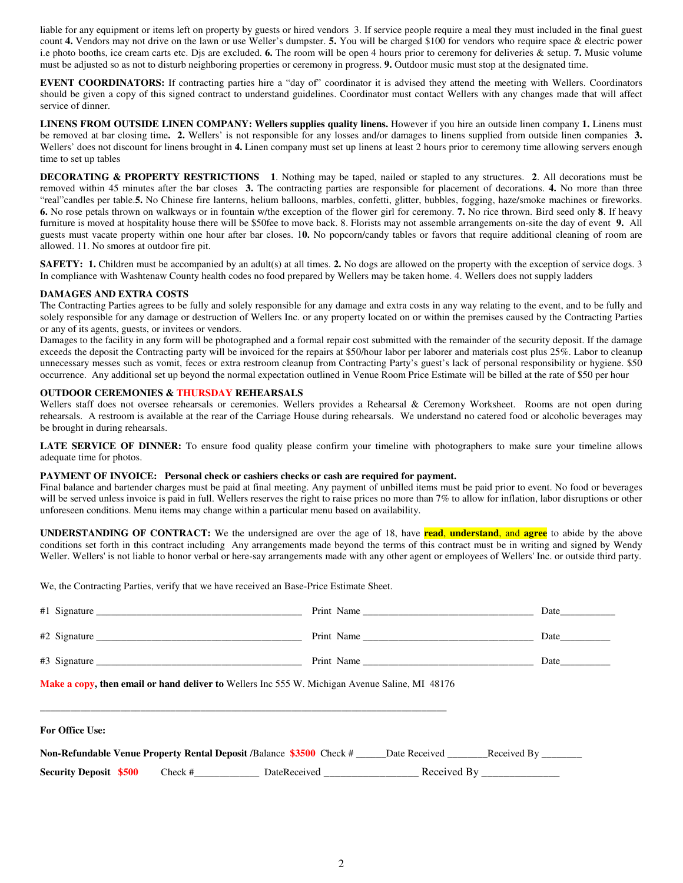liable for any equipment or items left on property by guests or hired vendors 3. If service people require a meal they must included in the final guest count **4.** Vendors may not drive on the lawn or use Weller's dumpster. **5.** You will be charged $100 for vendors who require space & electric power i.e photo booths, ice cream carts etc. Djs are excluded. **6.** The room will be open 4 hours prior to ceremony for deliveries & setup. **7.** Music volume must be adjusted so as not to disturb neighboring properties or ceremony in progress. **9.** Outdoor music must stop at the designated time.

**EVENT COORDINATORS:** If contracting parties hire a "day of" coordinator it is advised they attend the meeting with Wellers. Coordinators should be given a copy of this signed contract to understand guidelines. Coordinator must contact Wellers with any changes made that will affect service of dinner.

**LINENS FROM OUTSIDE LINEN COMPANY: Wellers supplies quality linens.** However if you hire an outside linen company **1.** Linens must be removed at bar closing time**. 2.** Wellers' is not responsible for any losses and/or damages to linens supplied from outside linen companies **3.** Wellers' does not discount for linens brought in **4.** Linen company must set up linens at least 2 hours prior to ceremony time allowing servers enough time to set up tables

**DECORATING & PROPERTY RESTRICTIONS 1**. Nothing may be taped, nailed or stapled to any structures. **2**. All decorations must be removed within 45 minutes after the bar closes **3.** The contracting parties are responsible for placement of decorations. **4.** No more than three "real"candles per table.**5.** No Chinese fire lanterns, helium balloons, marbles, confetti, glitter, bubbles, fogging, haze/smoke machines or fireworks. **6.** No rose petals thrown on walkways or in fountain w/the exception of the flower girl for ceremony. **7.** No rice thrown. Bird seed only **8**. If heavy furniture is moved at hospitality house there will be $50fee to move back. 8. Florists may not assemble arrangements on-site the day of event **9.** All guests must vacate property within one hour after bar closes. 1**0.** No popcorn/candy tables or favors that require additional cleaning of room are allowed. 11. No smores at outdoor fire pit.

**SAFETY: 1.** Children must be accompanied by an adult(s) at all times. **2.** No dogs are allowed on the property with the exception of service dogs. 3 In compliance with Washtenaw County health codes no food prepared by Wellers may be taken home. 4. Wellers does not supply ladders

**DAMAGES AND EXTRA COSTS**

The Contracting Parties agrees to be fully and solely responsible for any damage and extra costs in any way relating to the event, and to be fully and solely responsible for any damage or destruction of Wellers Inc. or any property located on or within the premises caused by the Contracting Parties or any of its agents, guests, or invitees or vendors.

Damages to the facility in any form will be photographed and a formal repair cost submitted with the remainder of the security deposit. If the damage exceeds the deposit the Contracting party will be invoiced for the repairs at $50/hour labor per laborer and materials cost plus 25%. Labor to cleanup unnecessary messes such as vomit, feces or extra restroom cleanup from Contracting Party's guest's lack of personal responsibility or hygiene. $50 occurrence. Any additional set up beyond the normal expectation outlined in Venue Room Price Estimate will be billed at the rate of $50 per hour

**OUTDOOR CEREMONIES & THURSDAY REHEARSALS**

Wellers staff does not oversee rehearsals or ceremonies. Wellers provides a Rehearsal & Ceremony Worksheet. Rooms are not open during rehearsals. A restroom is available at the rear of the Carriage House during rehearsals. We understand no catered food or alcoholic beverages may be brought in during rehearsals.

**LATE SERVICE OF DINNER:** To ensure food quality please confirm your timeline with photographers to make sure your timeline allows adequate time for photos.

**PAYMENT OF INVOICE: Personal check or cashiers checks or cash are required for payment.**

Final balance and bartender charges must be paid at final meeting. Any payment of unbilled items must be paid prior to event. No food or beverages will be served unless invoice is paid in full. Wellers reserves the right to raise prices no more than 7% to allow for inflation, labor disruptions or other unforeseen conditions. Menu items may change within a particular menu based on availability.

**UNDERSTANDING OF CONTRACT:** We the undersigned are over the age of 18, have **read**, **understand**, and **agree** to abide by the above conditions set forth in this contract including Any arrangements made beyond the terms of this contract must be in writing and signed by Wendy Weller. Wellers' is not liable to honor verbal or here-say arrangements made with any other agent or employees of Wellers' Inc. or outside third party.

We, the Contracting Parties, verify that we have received an Base-Price Estimate Sheet.

#1 Signature ________________________________________ Print Name _________________________________ Date___________

#2 Signature ________________________________________ Print Name _________________________________ Date__________

#3 Signature ________________________________________ Print Name _________________________________ Date__________

Make a copy, **then email or hand deliver to** Wellers Inc 555 W. Michigan Avenue Saline, MI 48176

________________________________________________________________________________

**For Office Use:**

**Non-Refundable Venue Property Rental Deposit** /Balance **$3500** Check # ______Date Received ________Received By ________

**Security Deposit $500** Check #_____________ DateReceived __________________ Received By _______________